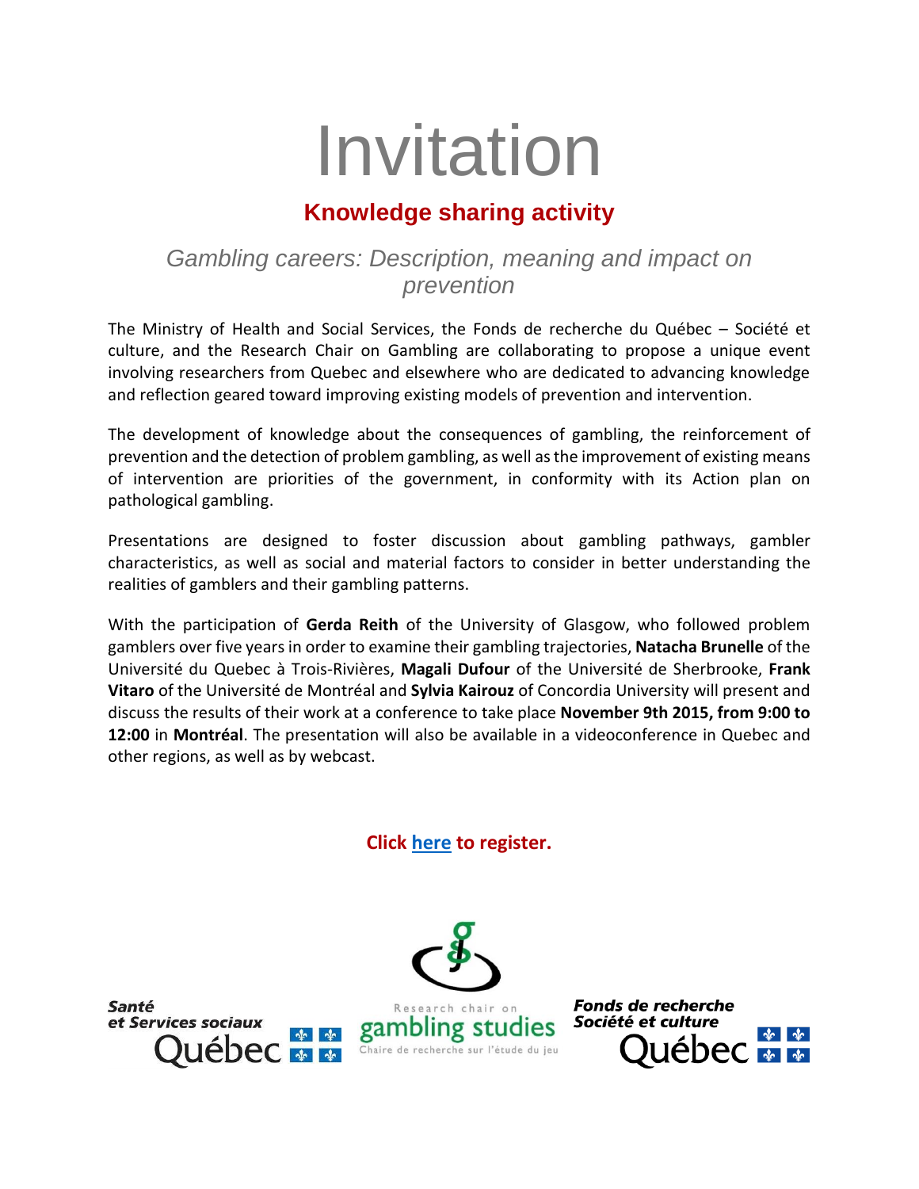# Invitation

## Knowledge sharing activity

### *Gambling careers: Description, meaning and impact on prevention*

The Ministry of Health and Social Services, the Fonds de recherche du Québec – Société et culture, and the Research Chair on Gambling are collaborating to propose a unique event involving researchers from Quebec and elsewhere who are dedicated to advancing knowledge and reflection geared toward improving existing models of prevention and intervention.

The development of knowledge about the consequences of gambling, the reinforcement of prevention and the detection of problem gambling, as well as the improvement of existing means of intervention are priorities of the government, in conformity with its Action plan on pathological gambling.

Presentations are designed to foster discussion about gambling pathways, gambler characteristics, as well as social and material factors to consider in better understanding the realities of gamblers and their gambling patterns.

With the participation of **Gerda Reith** of the University of Glasgow, who followed problem gamblers over five years in order to examine their gambling trajectories, **Natacha Brunelle** of the Université du Quebec à Trois-Rivières, **Magali Dufour** of the Université de Sherbrooke, **Frank Vitaro** of the Université de Montréal and **Sylvia Kairouz** of Concordia University will present and discuss the results of their work at a conference to take place **November 9th 2015, from 9:00 to 12:00** in **Montréal**. The presentation will also be available in a videoconference in Quebec and other regions, as well as by webcast.

**Click here to register.**

Santé et Services sociaux Québec

Research chair on gambling studies
Chaire de recherche sur l'étude du jeu

Fonds de recherche Société et culture Québec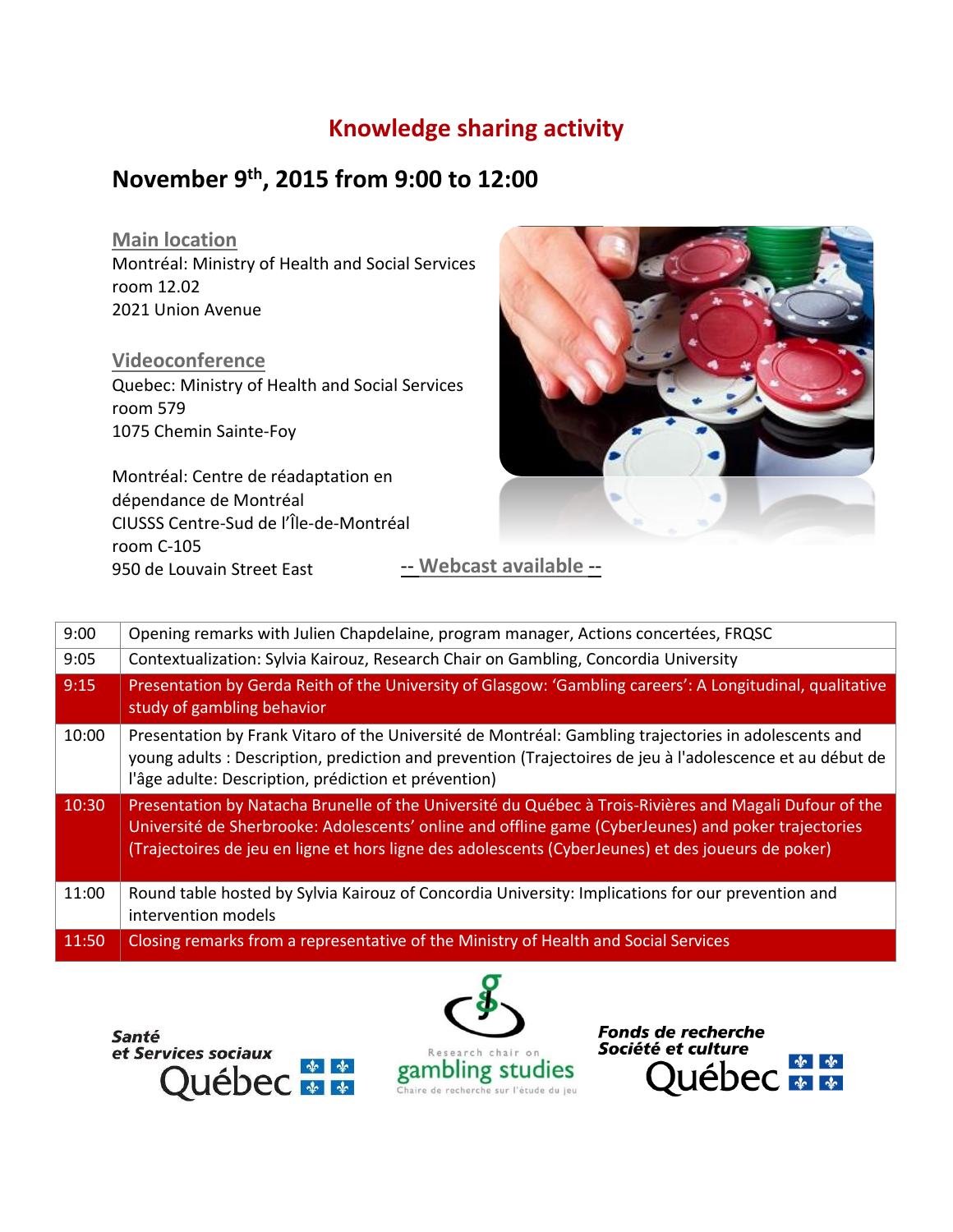# Knowledge sharing activity

## November 9th, 2015 from 9:00 to 12:00

**Main location**
Montréal: Ministry of Health and Social Services
room 12.02
2021 Union Avenue

**Videoconference**
Quebec: Ministry of Health and Social Services
room 579
1075 Chemin Sainte-Foy

Montréal: Centre de réadaptation en dépendance de Montréal
CIUSSS Centre-Sud de l'Île-de-Montréal
room C-105
950 de Louvain Street East

**-- Webcast available --**

| | |
|---|---|
| 9:00 | Opening remarks with Julien Chapdelaine, program manager, Actions concertées, FRQSC |
| 9:05 | Contextualization: Sylvia Kairouz, Research Chair on Gambling, Concordia University |
| 9:15 | Presentation by Gerda Reith of the University of Glasgow: 'Gambling careers': A Longitudinal, qualitative study of gambling behavior |
| 10:00 | Presentation by Frank Vitaro of the Université de Montréal: Gambling trajectories in adolescents and young adults : Description, prediction and prevention (Trajectoires de jeu à l'adolescence et au début de l'âge adulte: Description, prédiction et prévention) |
| 10:30 | Presentation by Natacha Brunelle of the Université du Québec à Trois-Rivières and Magali Dufour of the Université de Sherbrooke: Adolescents' online and offline game (CyberJeunes) and poker trajectories (Trajectoires de jeu en ligne et hors ligne des adolescents (CyberJeunes) et des joueurs de poker) |
| 11:00 | Round table hosted by Sylvia Kairouz of Concordia University: Implications for our prevention and intervention models |
| 11:50 | Closing remarks from a representative of the Ministry of Health and Social Services |

Santé et Services sociaux Québec

Research chair on gambling studies
Chaire de recherche sur l'étude du jeu

Fonds de recherche Société et culture Québec